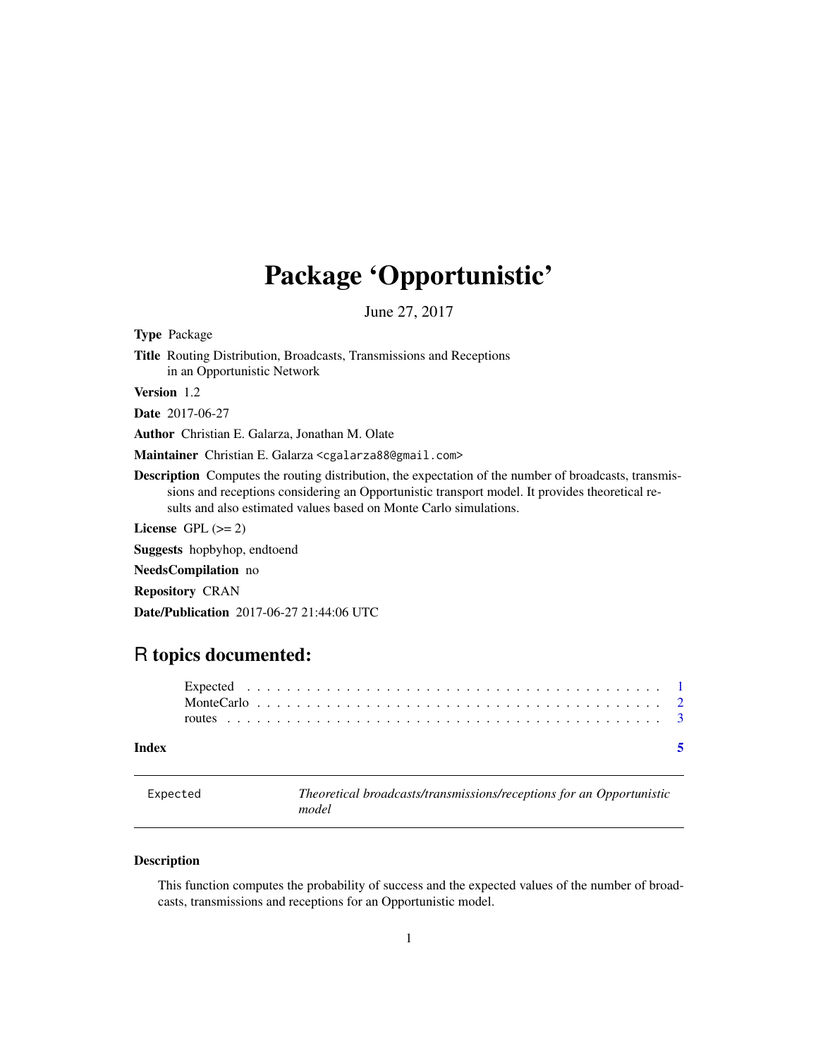# Package 'Opportunistic'

June 27, 2017

**Type** Package

**Title** Routing Distribution, Broadcasts, Transmissions and Receptions in an Opportunistic Network

**Version** 1.2

**Date** 2017-06-27

**Author** Christian E. Galarza, Jonathan M. Olate

**Maintainer** Christian E. Galarza <cgalarza88@gmail.com>

**Description** Computes the routing distribution, the expectation of the number of broadcasts, transmissions and receptions considering an Opportunistic transport model. It provides theoretical results and also estimated values based on Monte Carlo simulations.

**License** GPL (>= 2)

**Suggests** hopbyhop, endtoend

**NeedsCompilation** no

**Repository** CRAN

**Date/Publication** 2017-06-27 21:44:06 UTC

## R topics documented:

Expected . . . . . . . . . . . . . . . . . . . . . . . . . . . . . . . . . . . . . . . . . . 1
MonteCarlo . . . . . . . . . . . . . . . . . . . . . . . . . . . . . . . . . . . . . . . . 2
routes . . . . . . . . . . . . . . . . . . . . . . . . . . . . . . . . . . . . . . . . . . . 3

**Index** 5

---

`Expected` *Theoretical broadcasts/transmissions/receptions for an Opportunistic model*

---

### Description

This function computes the probability of success and the expected values of the number of broadcasts, transmissions and receptions for an Opportunistic model.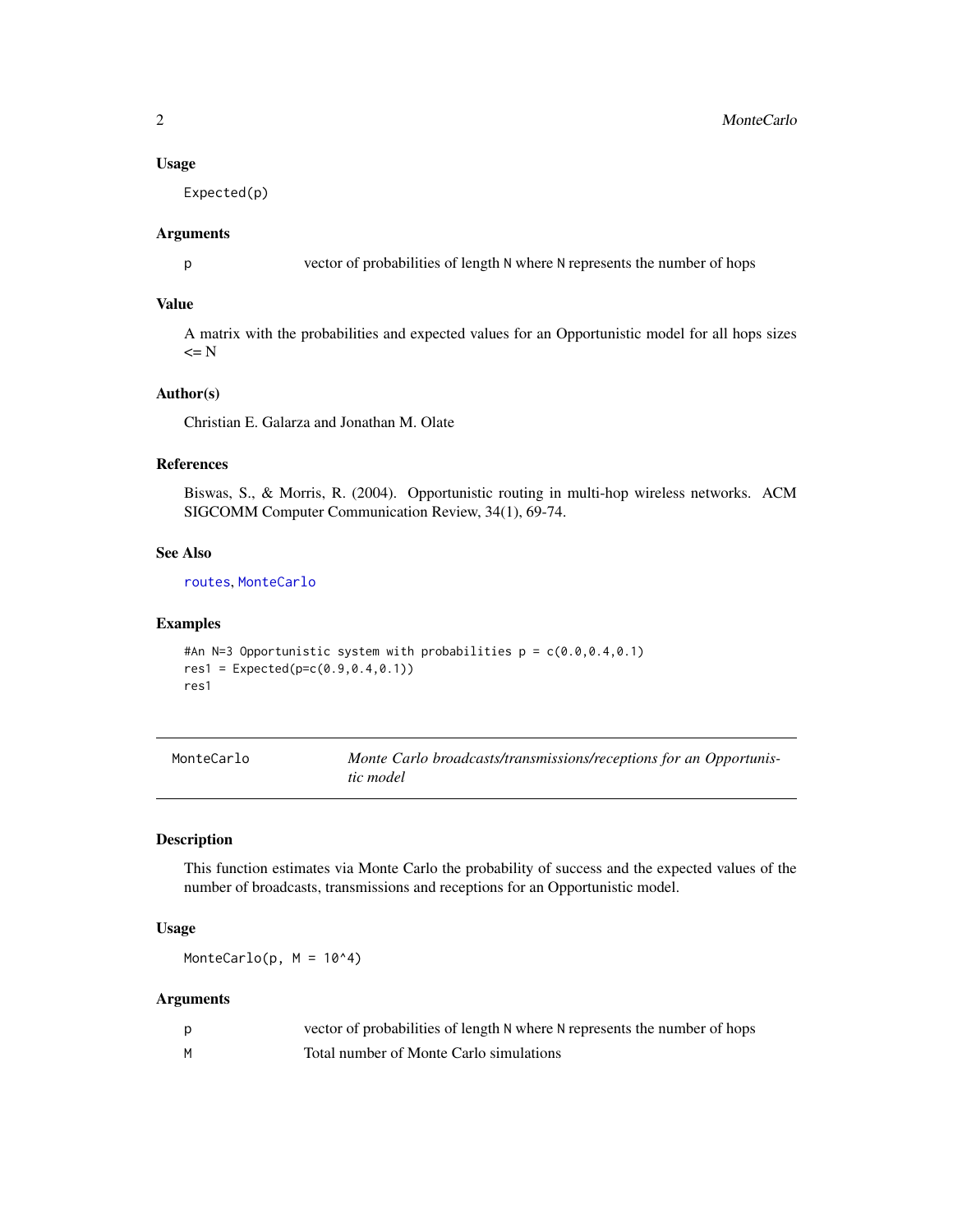### Usage

```
Expected(p)
```

### Arguments

| | |
|---|---|
| p | vector of probabilities of length N where N represents the number of hops |

### Value

A matrix with the probabilities and expected values for an Opportunistic model for all hops sizes <= N

### Author(s)

Christian E. Galarza and Jonathan M. Olate

### References

Biswas, S., & Morris, R. (2004). Opportunistic routing in multi-hop wireless networks. ACM SIGCOMM Computer Communication Review, 34(1), 69-74.

### See Also

routes, MonteCarlo

### Examples

```
#An N=3 Opportunistic system with probabilities p = c(0.0,0.4,0.1)
res1 = Expected(p=c(0.9,0.4,0.1))
res1
```

---

## MonteCarlo — *Monte Carlo broadcasts/transmissions/receptions for an Opportunistic model*

### Description

This function estimates via Monte Carlo the probability of success and the expected values of the number of broadcasts, transmissions and receptions for an Opportunistic model.

### Usage

```
MonteCarlo(p, M = 10^4)
```

### Arguments

| | |
|---|---|
| p | vector of probabilities of length N where N represents the number of hops |
| M | Total number of Monte Carlo simulations |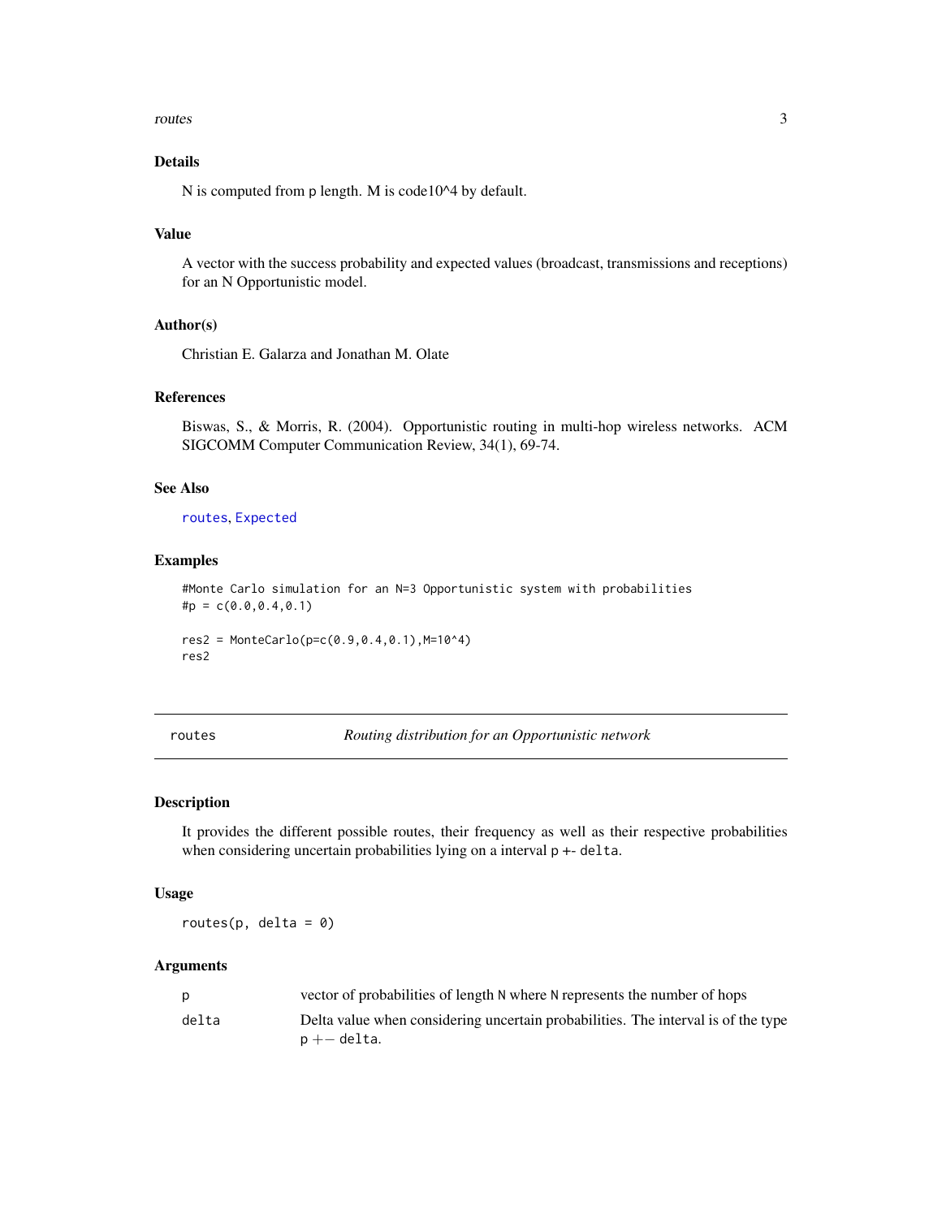### Details

N is computed from p length. M is code10^4 by default.

### Value

A vector with the success probability and expected values (broadcast, transmissions and receptions) for an N Opportunistic model.

### Author(s)

Christian E. Galarza and Jonathan M. Olate

### References

Biswas, S., & Morris, R. (2004). Opportunistic routing in multi-hop wireless networks. ACM SIGCOMM Computer Communication Review, 34(1), 69-74.

### See Also

`routes`, `Expected`

### Examples

```
#Monte Carlo simulation for an N=3 Opportunistic system with probabilities
#p = c(0.0,0.4,0.1)

res2 = MonteCarlo(p=c(0.9,0.4,0.1),M=10^4)
res2
```

---

## routes — *Routing distribution for an Opportunistic network*

### Description

It provides the different possible routes, their frequency as well as their respective probabilities when considering uncertain probabilities lying on a interval `p +- delta`.

### Usage

```
routes(p, delta = 0)
```

### Arguments

| | |
|---|---|
| `p` | vector of probabilities of length `N` where `N` represents the number of hops |
| `delta` | Delta value when considering uncertain probabilities. The interval is of the type `p +- delta`. |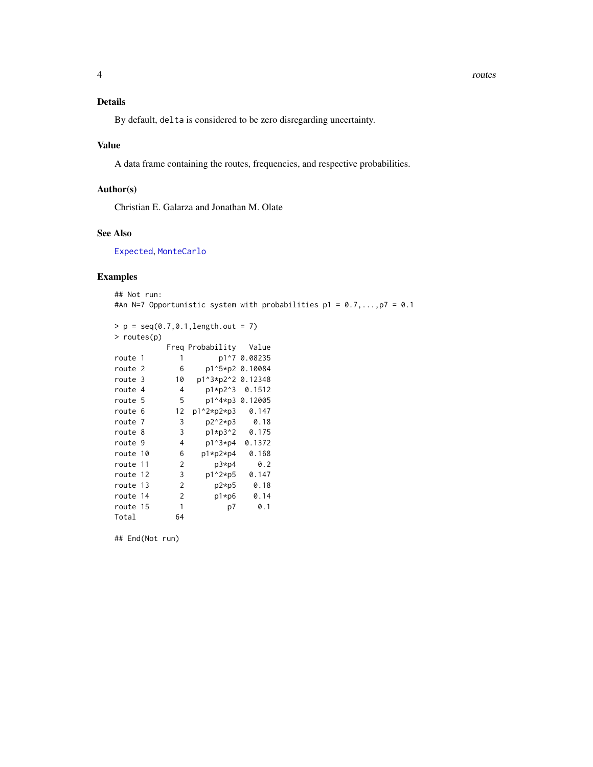## Details

By default, `delta` is considered to be zero disregarding uncertainty.

## Value

A data frame containing the routes, frequencies, and respective probabilities.

## Author(s)

Christian E. Galarza and Jonathan M. Olate

## See Also

`Expected`, `MonteCarlo`

## Examples

```
## Not run:
#An N=7 Opportunistic system with probabilities p1 = 0.7,...,p7 = 0.1

> p = seq(0.7,0.1,length.out = 7)
> routes(p)
          Freq Probability   Value
route 1      1        p1^7 0.08235
route 2      6     p1^5*p2 0.10084
route 3     10   p1^3*p2^2 0.12348
route 4      4     p1*p2^3  0.1512
route 5      5     p1^4*p3 0.12005
route 6     12  p1^2*p2*p3   0.147
route 7      3     p2^2*p3    0.18
route 8      3     p1*p3^2   0.175
route 9      4     p1^3*p4  0.1372
route 10     6    p1*p2*p4   0.168
route 11     2       p3*p4     0.2
route 12     3     p1^2*p5   0.147
route 13     2       p2*p5    0.18
route 14     2       p1*p6    0.14
route 15     1          p7     0.1
Total       64

## End(Not run)
```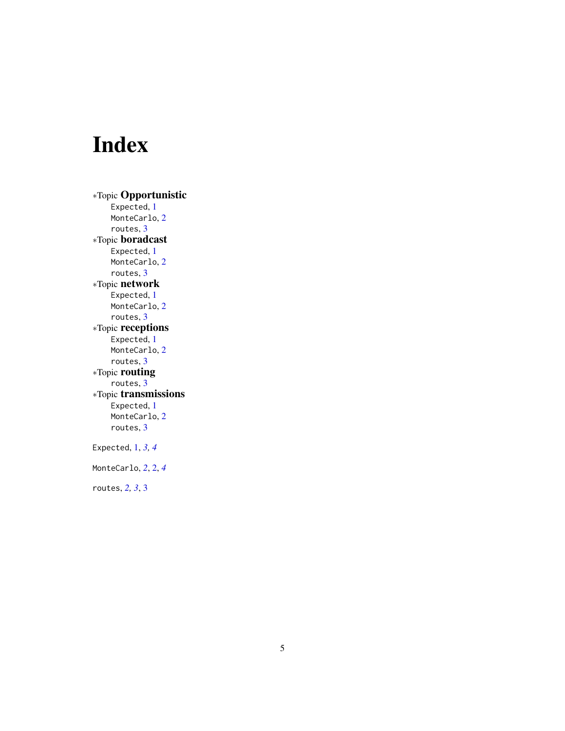# Index

∗Topic **Opportunistic**
- `Expected`, 1
- `MonteCarlo`, 2
- `routes`, 3

∗Topic **boradcast**
- `Expected`, 1
- `MonteCarlo`, 2
- `routes`, 3

∗Topic **network**
- `Expected`, 1
- `MonteCarlo`, 2
- `routes`, 3

∗Topic **receptions**
- `Expected`, 1
- `MonteCarlo`, 2
- `routes`, 3

∗Topic **routing**
- `routes`, 3

∗Topic **transmissions**
- `Expected`, 1
- `MonteCarlo`, 2
- `routes`, 3

`Expected`, 1, *3, 4*

`MonteCarlo`, *2*, 2, *4*

`routes`, *2, 3*, 3